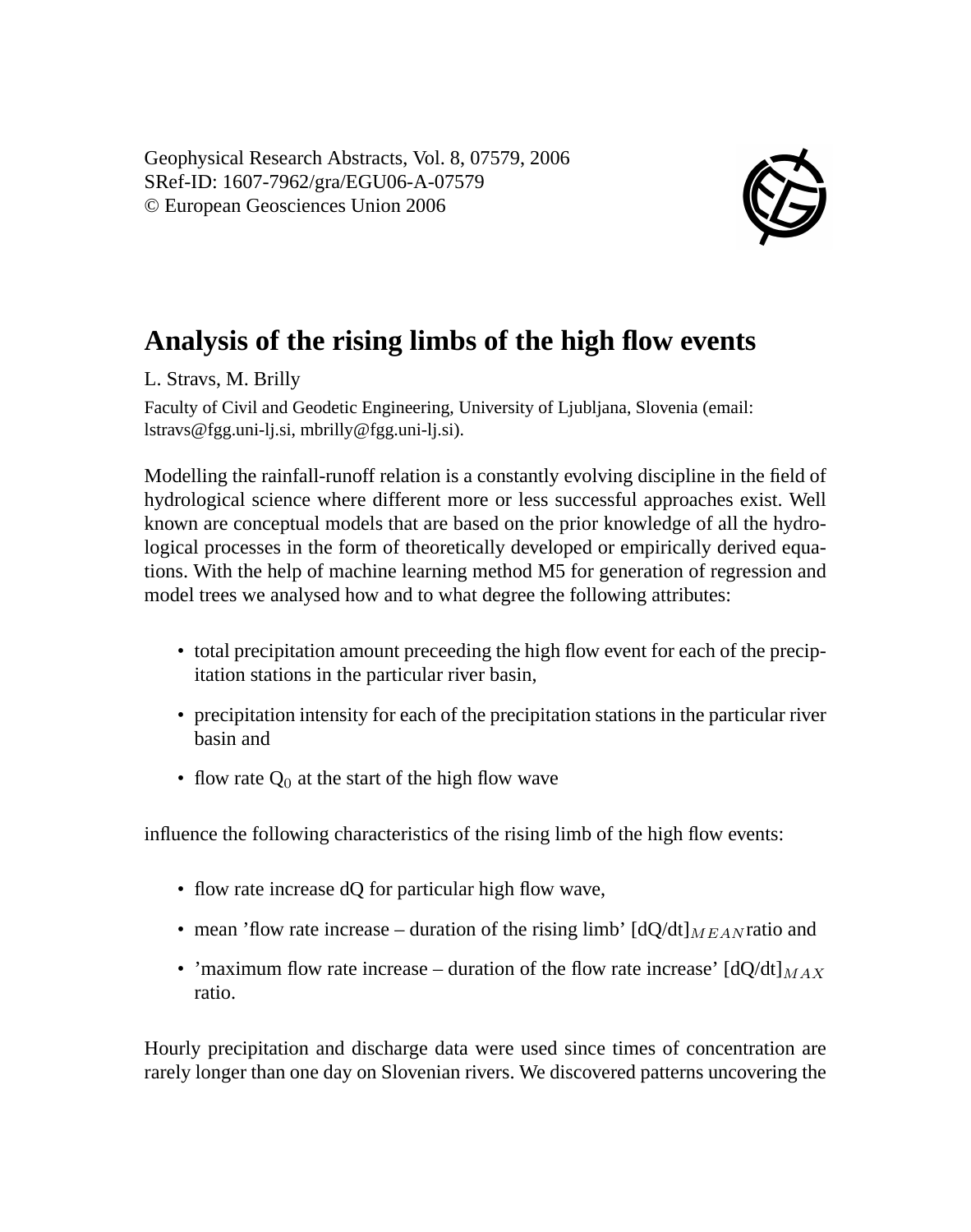Geophysical Research Abstracts, Vol. 8, 07579, 2006
SRef-ID: 1607-7962/gra/EGU06-A-07579
© European Geosciences Union 2006

# Analysis of the rising limbs of the high flow events

L. Stravs, M. Brilly

Faculty of Civil and Geodetic Engineering, University of Ljubljana, Slovenia (email: lstravs@fgg.uni-lj.si, mbrilly@fgg.uni-lj.si).

Modelling the rainfall-runoff relation is a constantly evolving discipline in the field of hydrological science where different more or less successful approaches exist. Well known are conceptual models that are based on the prior knowledge of all the hydrological processes in the form of theoretically developed or empirically derived equations. With the help of machine learning method M5 for generation of regression and model trees we analysed how and to what degree the following attributes:

- total precipitation amount preceeding the high flow event for each of the precipitation stations in the particular river basin,
- precipitation intensity for each of the precipitation stations in the particular river basin and
- flow rate $Q_0$ at the start of the high flow wave

influence the following characteristics of the rising limb of the high flow events:

- flow rate increase dQ for particular high flow wave,
- mean 'flow rate increase – duration of the rising limb' $[dQ/dt]_{MEAN}$ ratio and
- 'maximum flow rate increase – duration of the flow rate increase' $[dQ/dt]_{MAX}$ ratio.

Hourly precipitation and discharge data were used since times of concentration are rarely longer than one day on Slovenian rivers. We discovered patterns uncovering the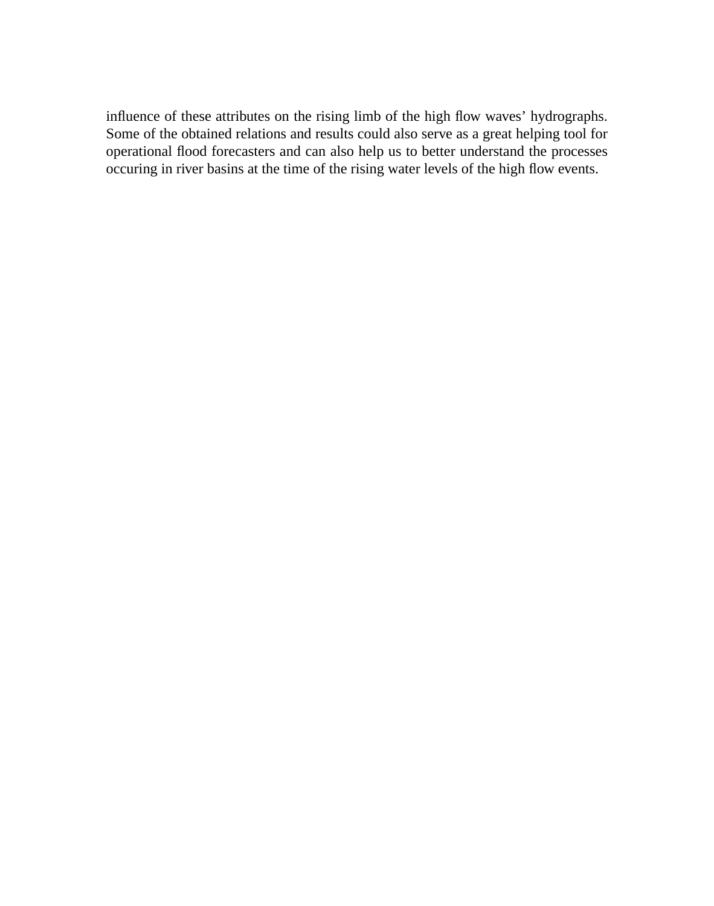influence of these attributes on the rising limb of the high flow waves' hydrographs. Some of the obtained relations and results could also serve as a great helping tool for operational flood forecasters and can also help us to better understand the processes occuring in river basins at the time of the rising water levels of the high flow events.